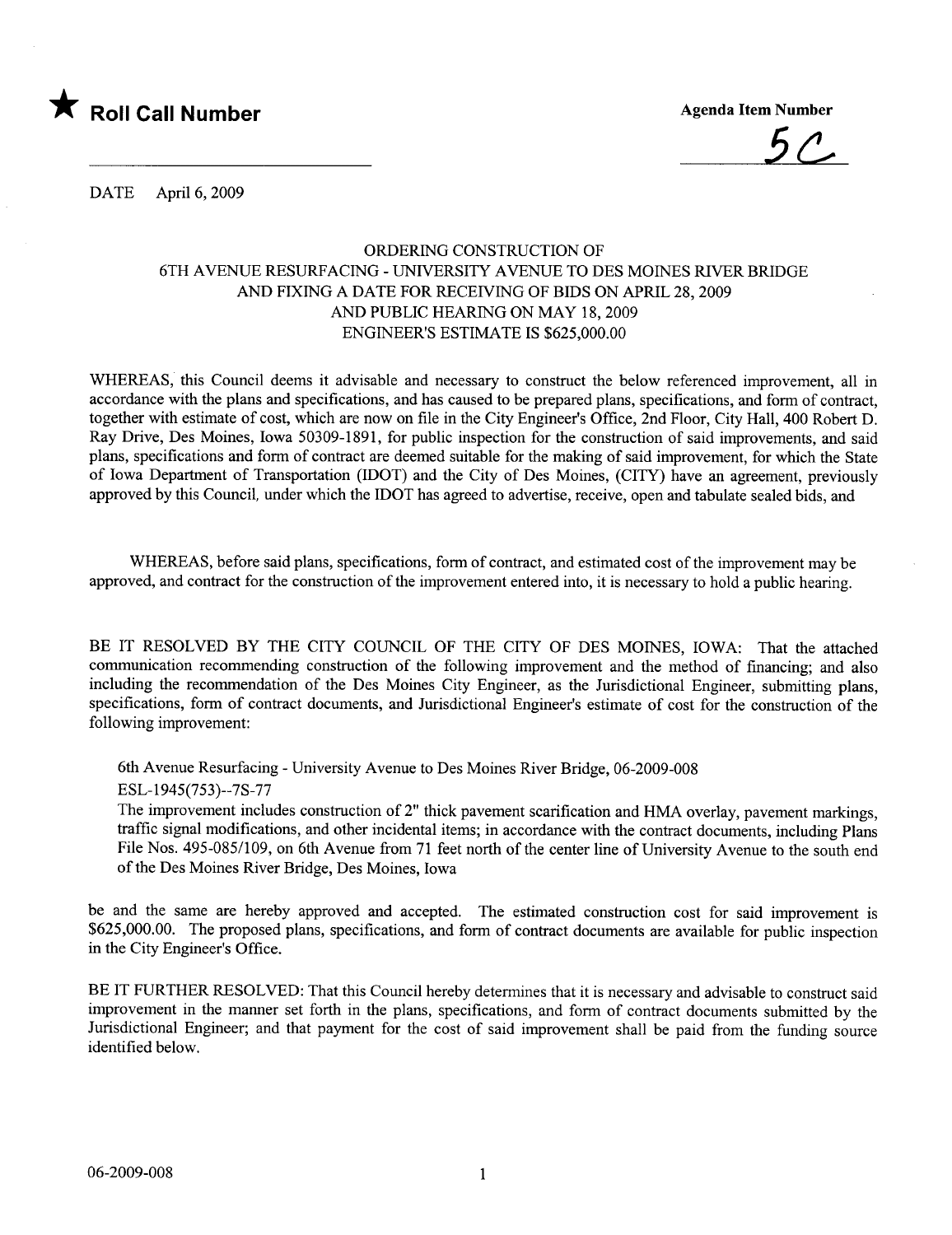★ **Roll Call Number**

**Agenda Item Number**

5C

DATE April 6, 2009

ORDERING CONSTRUCTION OF
6TH AVENUE RESURFACING - UNIVERSITY AVENUE TO DES MOINES RIVER BRIDGE
AND FIXING A DATE FOR RECEIVING OF BIDS ON APRIL 28, 2009
AND PUBLIC HEARING ON MAY 18, 2009
ENGINEER'S ESTIMATE IS $625,000.00

WHEREAS, this Council deems it advisable and necessary to construct the below referenced improvement, all in accordance with the plans and specifications, and has caused to be prepared plans, specifications, and form of contract, together with estimate of cost, which are now on file in the City Engineer's Office, 2nd Floor, City Hall, 400 Robert D. Ray Drive, Des Moines, Iowa 50309-1891, for public inspection for the construction of said improvements, and said plans, specifications and form of contract are deemed suitable for the making of said improvement, for which the State of Iowa Department of Transportation (IDOT) and the City of Des Moines, (CITY) have an agreement, previously approved by this Council, under which the IDOT has agreed to advertise, receive, open and tabulate sealed bids, and

WHEREAS, before said plans, specifications, form of contract, and estimated cost of the improvement may be approved, and contract for the construction of the improvement entered into, it is necessary to hold a public hearing.

BE IT RESOLVED BY THE CITY COUNCIL OF THE CITY OF DES MOINES, IOWA: That the attached communication recommending construction of the following improvement and the method of financing; and also including the recommendation of the Des Moines City Engineer, as the Jurisdictional Engineer, submitting plans, specifications, form of contract documents, and Jurisdictional Engineer's estimate of cost for the construction of the following improvement:

6th Avenue Resurfacing - University Avenue to Des Moines River Bridge, 06-2009-008
ESL-1945(753)--7S-77
The improvement includes construction of 2" thick pavement scarification and HMA overlay, pavement markings, traffic signal modifications, and other incidental items; in accordance with the contract documents, including Plans File Nos. 495-085/109, on 6th Avenue from 71 feet north of the center line of University Avenue to the south end of the Des Moines River Bridge, Des Moines, Iowa

be and the same are hereby approved and accepted. The estimated construction cost for said improvement is $625,000.00. The proposed plans, specifications, and form of contract documents are available for public inspection in the City Engineer's Office.

BE IT FURTHER RESOLVED: That this Council hereby determines that it is necessary and advisable to construct said improvement in the manner set forth in the plans, specifications, and form of contract documents submitted by the Jurisdictional Engineer; and that payment for the cost of said improvement shall be paid from the funding source identified below.

06-2009-008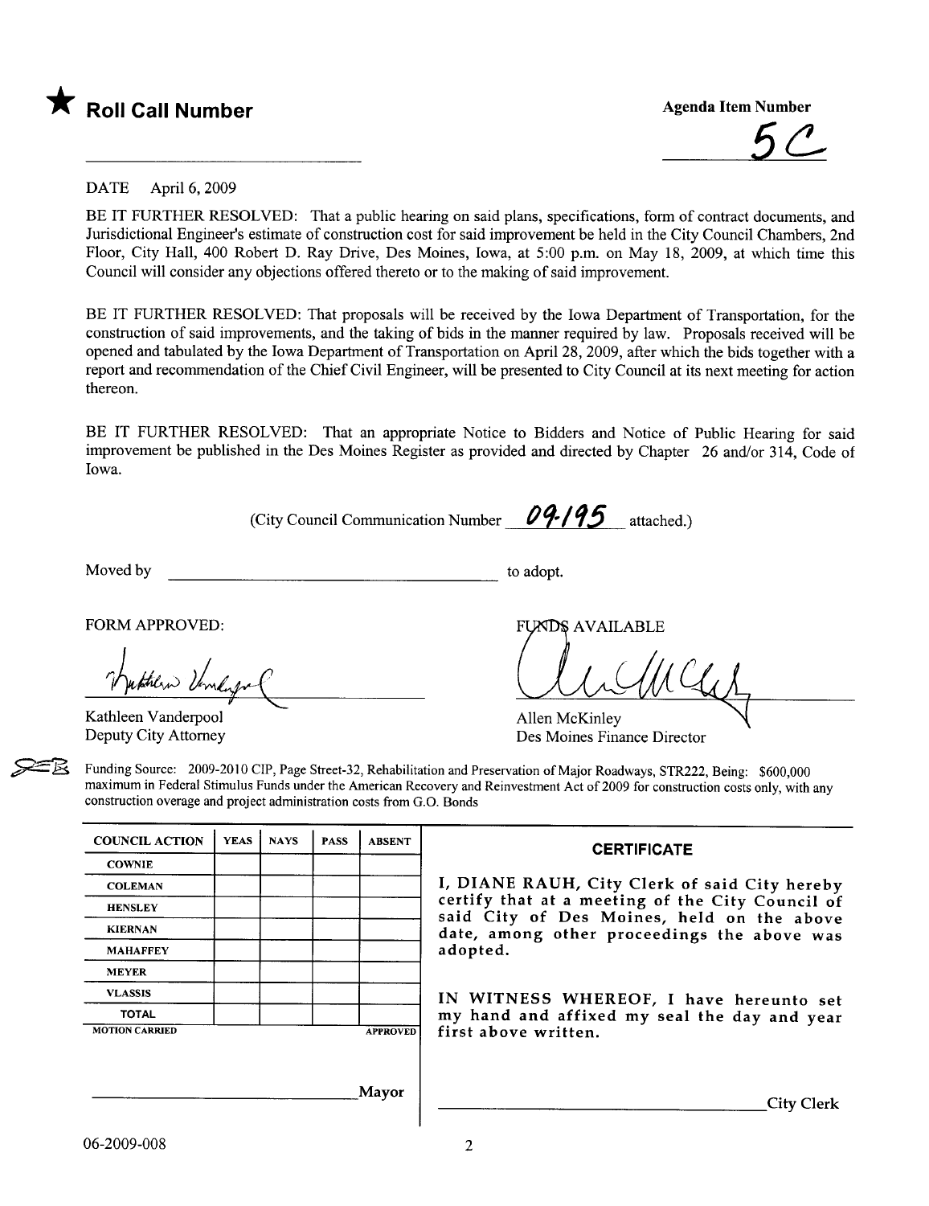★ **Roll Call Number**

**Agenda Item Number**

5C

DATE April 6, 2009

BE IT FURTHER RESOLVED: That a public hearing on said plans, specifications, form of contract documents, and Jurisdictional Engineer's estimate of construction cost for said improvement be held in the City Council Chambers, 2nd Floor, City Hall, 400 Robert D. Ray Drive, Des Moines, Iowa, at 5:00 p.m. on May 18, 2009, at which time this Council will consider any objections offered thereto or to the making of said improvement.

BE IT FURTHER RESOLVED: That proposals will be received by the Iowa Department of Transportation, for the construction of said improvements, and the taking of bids in the manner required by law. Proposals received will be opened and tabulated by the Iowa Department of Transportation on April 28, 2009, after which the bids together with a report and recommendation of the Chief Civil Engineer, will be presented to City Council at its next meeting for action thereon.

BE IT FURTHER RESOLVED: That an appropriate Notice to Bidders and Notice of Public Hearing for said improvement be published in the Des Moines Register as provided and directed by Chapter 26 and/or 314, Code of Iowa.

(City Council Communication Number 09-195 attached.)

Moved by ______________________ to adopt.

FORM APPROVED:

Kathleen Vanderpool
Deputy City Attorney

FUNDS AVAILABLE

Allen McKinley
Des Moines Finance Director

Funding Source: 2009-2010 CIP, Page Street-32, Rehabilitation and Preservation of Major Roadways, STR222, Being: $600,000 maximum in Federal Stimulus Funds under the American Recovery and Reinvestment Act of 2009 for construction costs only, with any construction overage and project administration costs from G.O. Bonds

| COUNCIL ACTION | YEAS | NAYS | PASS | ABSENT |
|---|---|---|---|---|
| COWNIE | | | | |
| COLEMAN | | | | |
| HENSLEY | | | | |
| KIERNAN | | | | |
| MAHAFFEY | | | | |
| MEYER | | | | |
| VLASSIS | | | | |
| TOTAL | | | | |
| MOTION CARRIED | | | | APPROVED |

______________________ Mayor

**CERTIFICATE**

I, DIANE RAUH, City Clerk of said City hereby certify that at a meeting of the City Council of said City of Des Moines, held on the above date, among other proceedings the above was adopted.

IN WITNESS WHEREOF, I have hereunto set my hand and affixed my seal the day and year first above written.

______________________ City Clerk

06-2009-008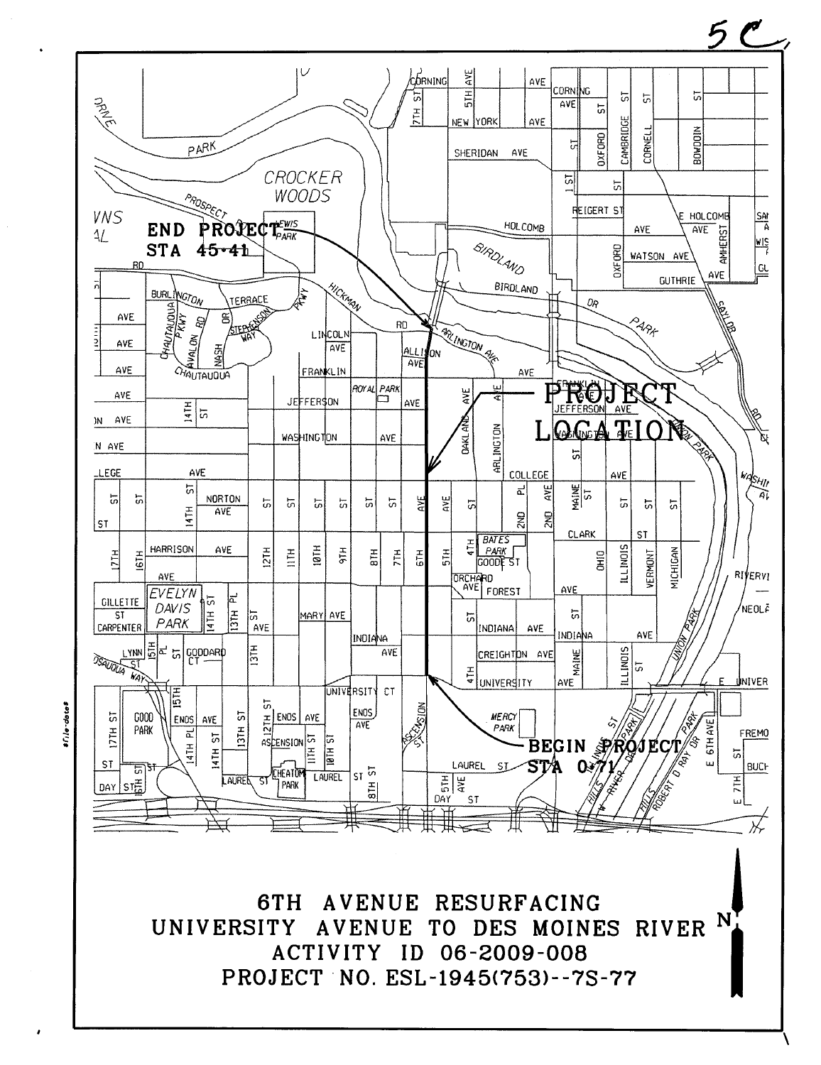5C

END PROJECT
STA 45+41

PROJECT LOCATION

BEGIN PROJECT
STA 0+71

# 6TH AVENUE RESURFACING

## UNIVERSITY AVENUE TO DES MOINES RIVER

**ACTIVITY ID 06-2009-008**

**PROJECT NO. ESL-1945(753)--7S-77**

N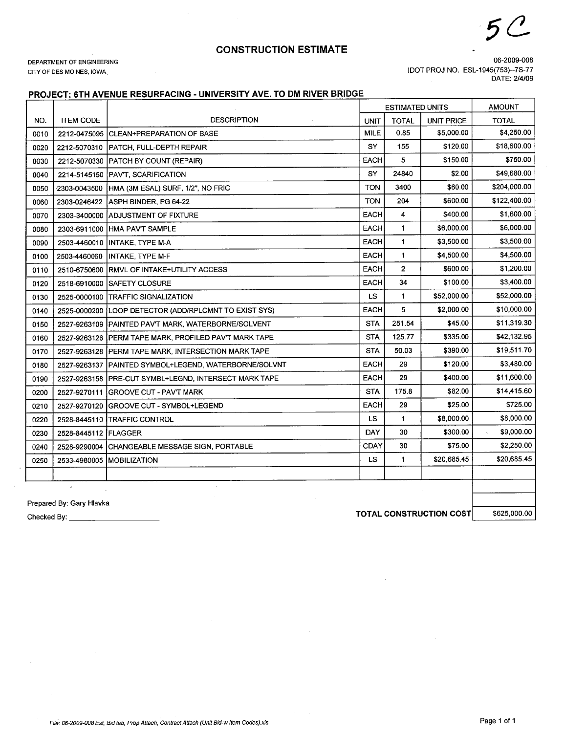5C

# CONSTRUCTION ESTIMATE

DEPARTMENT OF ENGINEERING
CITY OF DES MOINES, IOWA

06-2009-008
IDOT PROJ NO. ESL-1945(753)--7S-77
DATE: 2/4/09

## PROJECT: 6TH AVENUE RESURFACING - UNIVERSITY AVE. TO DM RIVER BRIDGE

| | | | ESTIMATED UNITS | | | AMOUNT |
|---|---|---|---|---|---|---|
| NO. | ITEM CODE | DESCRIPTION | UNIT | TOTAL | UNIT PRICE | TOTAL |
| 0010 | 2212-0475095 | CLEAN+PREPARATION OF BASE | MILE | 0.85 | $5,000.00 | $4,250.00 |
| 0020 | 2212-5070310 | PATCH, FULL-DEPTH REPAIR | SY | 155 | $120.00 | $18,600.00 |
| 0030 | 2212-5070330 | PATCH BY COUNT (REPAIR) | EACH | 5 | $150.00 | $750.00 |
| 0040 | 2214-5145150 | PAV'T, SCARIFICATION | SY | 24840 | $2.00 | $49,680.00 |
| 0050 | 2303-0043500 | HMA (3M ESAL) SURF, 1/2", NO FRIC | TON | 3400 | $60.00 | $204,000.00 |
| 0060 | 2303-0246422 | ASPH BINDER, PG 64-22 | TON | 204 | $600.00 | $122,400.00 |
| 0070 | 2303-3400000 | ADJUSTMENT OF FIXTURE | EACH | 4 | $400.00 | $1,600.00 |
| 0080 | 2303-6911000 | HMA PAV'T SAMPLE | EACH | 1 | $6,000.00 | $6,000.00 |
| 0090 | 2503-4460010 | INTAKE, TYPE M-A | EACH | 1 | $3,500.00 | $3,500.00 |
| 0100 | 2503-4460060 | INTAKE, TYPE M-F | EACH | 1 | $4,500.00 | $4,500.00 |
| 0110 | 2510-6750600 | RMVL OF INTAKE+UTILITY ACCESS | EACH | 2 | $600.00 | $1,200.00 |
| 0120 | 2518-6910000 | SAFETY CLOSURE | EACH | 34 | $100.00 | $3,400.00 |
| 0130 | 2525-0000100 | TRAFFIC SIGNALIZATION | LS | 1 | $52,000.00 | $52,000.00 |
| 0140 | 2525-0000200 | LOOP DETECTOR (ADD/RPLCMNT TO EXIST SYS) | EACH | 5 | $2,000.00 | $10,000.00 |
| 0150 | 2527-9263109 | PAINTED PAV'T MARK, WATERBORNE/SOLVENT | STA | 251.54 | $45.00 | $11,319.30 |
| 0160 | 2527-9263126 | PERM TAPE MARK, PROFILED PAV'T MARK TAPE | STA | 125.77 | $335.00 | $42,132.95 |
| 0170 | 2527-9263128 | PERM TAPE MARK, INTERSECTION MARK TAPE | STA | 50.03 | $390.00 | $19,511.70 |
| 0180 | 2527-9263137 | PAINTED SYMBOL+LEGEND, WATERBORNE/SOLVNT | EACH | 29 | $120.00 | $3,480.00 |
| 0190 | 2527-9263158 | PRE-CUT SYMBL+LEGND, INTERSECT MARK TAPE | EACH | 29 | $400.00 | $11,600.00 |
| 0200 | 2527-9270111 | GROOVE CUT - PAV'T MARK | STA | 175.8 | $82.00 | $14,415.60 |
| 0210 | 2527-9270120 | GROOVE CUT - SYMBOL+LEGEND | EACH | 29 | $25.00 | $725.00 |
| 0220 | 2528-8445110 | TRAFFIC CONTROL | LS | 1 | $8,000.00 | $8,000.00 |
| 0230 | 2528-8445112 | FLAGGER | DAY | 30 | $300.00 | $9,000.00 |
| 0240 | 2528-9290004 | CHANGEABLE MESSAGE SIGN, PORTABLE | CDAY | 30 | $75.00 | $2,250.00 |
| 0250 | 2533-4980005 | MOBILIZATION | LS | 1 | $20,685.45 | $20,685.45 |
| | | | | | | |
| | | | | | **TOTAL CONSTRUCTION COST** | $625,000.00 |

Prepared By: Gary Hlavka

Checked By: ______________________

File: 06-2009-008 Est, Bid tab, Prop Attach, Contract Attach (Unit Bid-w Item Codes).xls